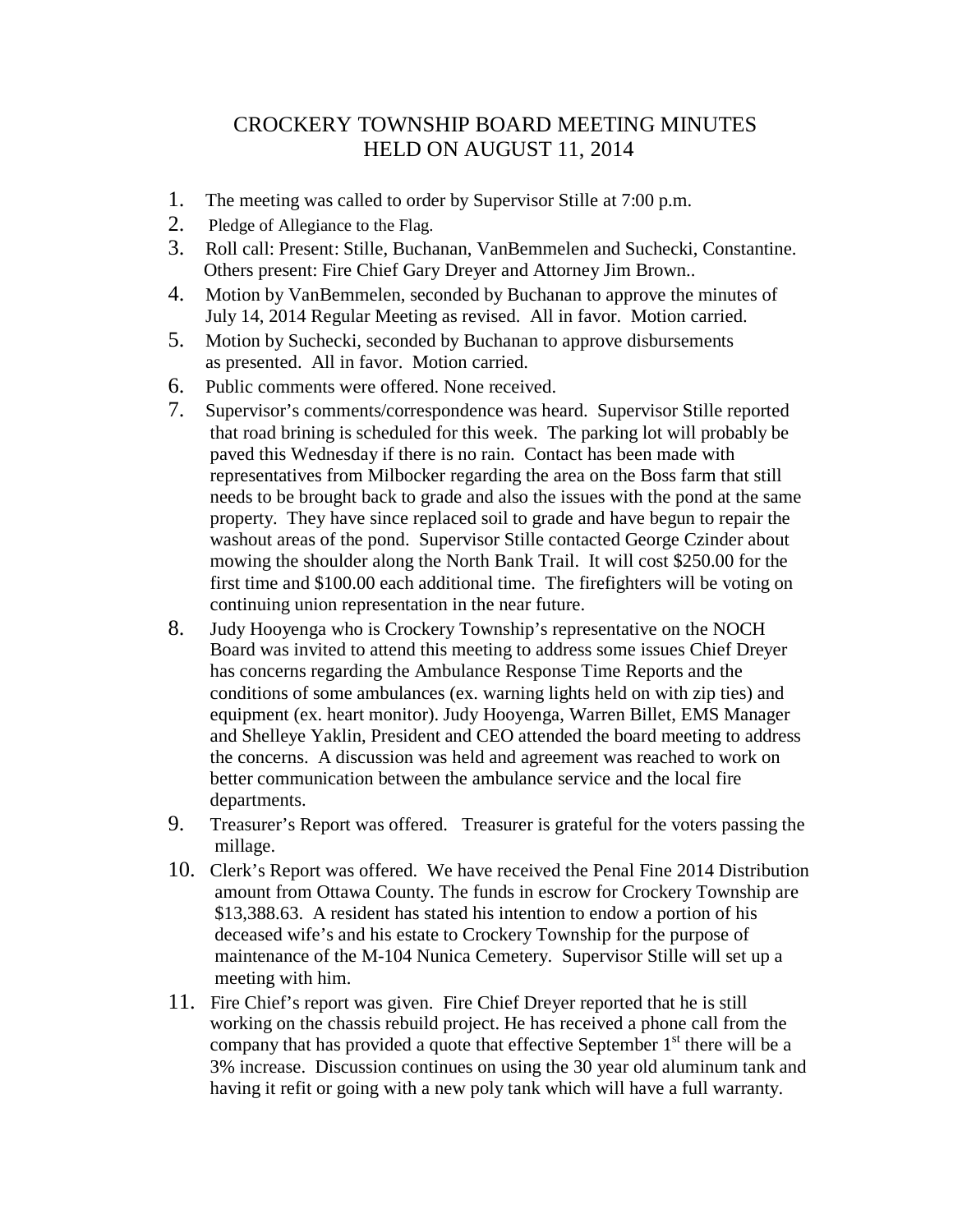# CROCKERY TOWNSHIP BOARD MEETING MINUTES
# HELD ON AUGUST 11, 2014

1. The meeting was called to order by Supervisor Stille at 7:00 p.m.
2. Pledge of Allegiance to the Flag.
3. Roll call: Present: Stille, Buchanan, VanBemmelen and Suchecki, Constantine. Others present: Fire Chief Gary Dreyer and Attorney Jim Brown..
4. Motion by VanBemmelen, seconded by Buchanan to approve the minutes of July 14, 2014 Regular Meeting as revised. All in favor. Motion carried.
5. Motion by Suchecki, seconded by Buchanan to approve disbursements as presented. All in favor. Motion carried.
6. Public comments were offered. None received.
7. Supervisor's comments/correspondence was heard. Supervisor Stille reported that road brining is scheduled for this week. The parking lot will probably be paved this Wednesday if there is no rain. Contact has been made with representatives from Milbocker regarding the area on the Boss farm that still needs to be brought back to grade and also the issues with the pond at the same property. They have since replaced soil to grade and have begun to repair the washout areas of the pond. Supervisor Stille contacted George Czinder about mowing the shoulder along the North Bank Trail. It will cost $250.00 for the first time and $100.00 each additional time. The firefighters will be voting on continuing union representation in the near future.
8. Judy Hooyenga who is Crockery Township's representative on the NOCH Board was invited to attend this meeting to address some issues Chief Dreyer has concerns regarding the Ambulance Response Time Reports and the conditions of some ambulances (ex. warning lights held on with zip ties) and equipment (ex. heart monitor). Judy Hooyenga, Warren Billet, EMS Manager and Shelleye Yaklin, President and CEO attended the board meeting to address the concerns. A discussion was held and agreement was reached to work on better communication between the ambulance service and the local fire departments.
9. Treasurer's Report was offered. Treasurer is grateful for the voters passing the millage.
10. Clerk's Report was offered. We have received the Penal Fine 2014 Distribution amount from Ottawa County. The funds in escrow for Crockery Township are $13,388.63. A resident has stated his intention to endow a portion of his deceased wife's and his estate to Crockery Township for the purpose of maintenance of the M-104 Nunica Cemetery. Supervisor Stille will set up a meeting with him.
11. Fire Chief's report was given. Fire Chief Dreyer reported that he is still working on the chassis rebuild project. He has received a phone call from the company that has provided a quote that effective September 1st there will be a 3% increase. Discussion continues on using the 30 year old aluminum tank and having it refit or going with a new poly tank which will have a full warranty.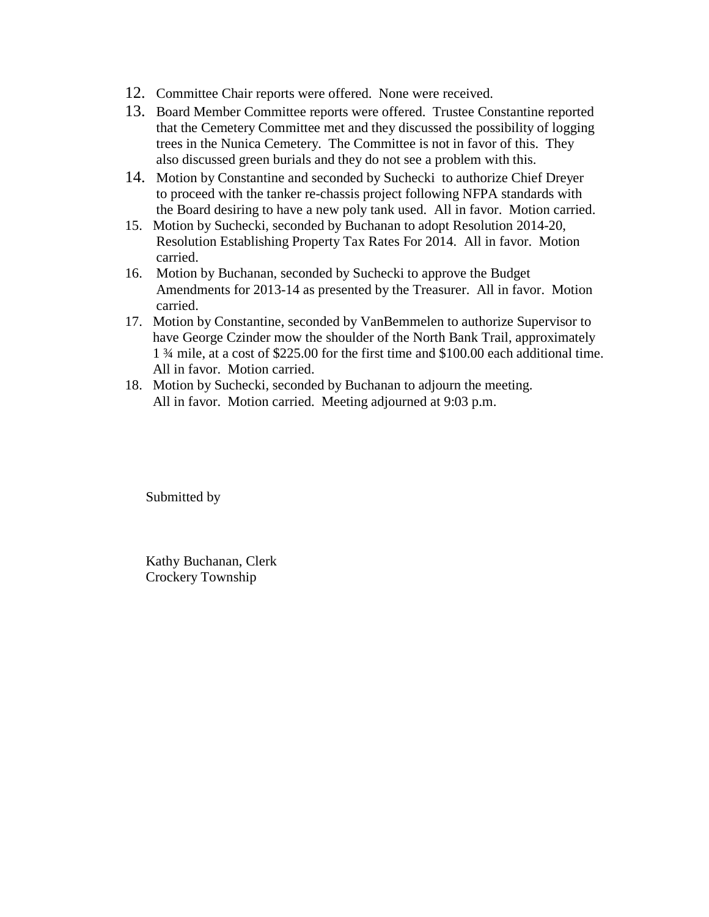12. Committee Chair reports were offered. None were received.
13. Board Member Committee reports were offered. Trustee Constantine reported that the Cemetery Committee met and they discussed the possibility of logging trees in the Nunica Cemetery. The Committee is not in favor of this. They also discussed green burials and they do not see a problem with this.
14. Motion by Constantine and seconded by Suchecki to authorize Chief Dreyer to proceed with the tanker re-chassis project following NFPA standards with the Board desiring to have a new poly tank used. All in favor. Motion carried.
15. Motion by Suchecki, seconded by Buchanan to adopt Resolution 2014-20, Resolution Establishing Property Tax Rates For 2014. All in favor. Motion carried.
16. Motion by Buchanan, seconded by Suchecki to approve the Budget Amendments for 2013-14 as presented by the Treasurer. All in favor. Motion carried.
17. Motion by Constantine, seconded by VanBemmelen to authorize Supervisor to have George Czinder mow the shoulder of the North Bank Trail, approximately 1 ¾ mile, at a cost of $225.00 for the first time and $100.00 each additional time. All in favor. Motion carried.
18. Motion by Suchecki, seconded by Buchanan to adjourn the meeting. All in favor. Motion carried. Meeting adjourned at 9:03 p.m.

Submitted by

Kathy Buchanan, Clerk
Crockery Township